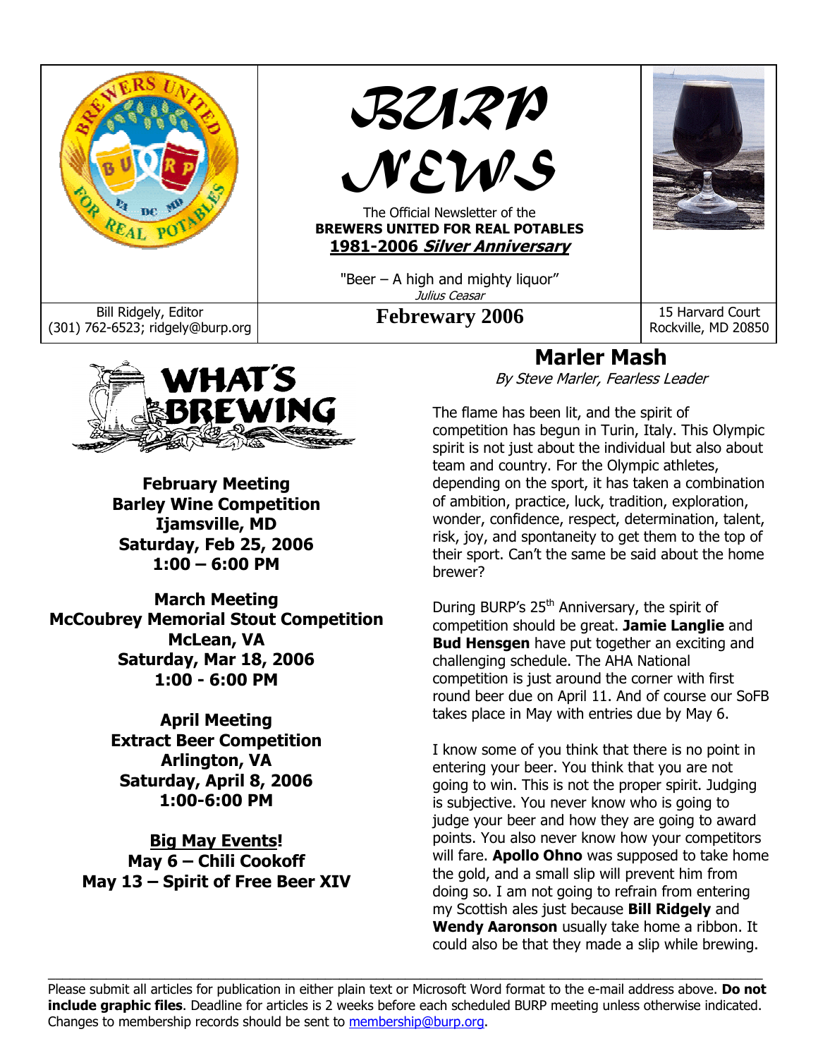# BURP NEWS

The Official Newsletter of the
**BREWERS UNITED FOR REAL POTABLES**
**1981-2006 *Silver Anniversary***

"Beer – A high and mighty liquor"
*Julius Ceasar*

Bill Ridgely, Editor
(301) 762-6523; ridgely@burp.org

**Febrewary 2006**

15 Harvard Court
Rockville, MD 20850

## WHAT'S BREWING

**February Meeting**
**Barley Wine Competition**
**Ijamsville, MD**
**Saturday, Feb 25, 2006**
**1:00 – 6:00 PM**

**March Meeting**
**McCoubrey Memorial Stout Competition**
**McLean, VA**
**Saturday, Mar 18, 2006**
**1:00 - 6:00 PM**

**April Meeting**
**Extract Beer Competition**
**Arlington, VA**
**Saturday, April 8, 2006**
**1:00-6:00 PM**

**Big May Events!**
**May 6 – Chili Cookoff**
**May 13 – Spirit of Free Beer XIV**

## Marler Mash

*By Steve Marler, Fearless Leader*

The flame has been lit, and the spirit of competition has begun in Turin, Italy. This Olympic spirit is not just about the individual but also about team and country. For the Olympic athletes, depending on the sport, it has taken a combination of ambition, practice, luck, tradition, exploration, wonder, confidence, respect, determination, talent, risk, joy, and spontaneity to get them to the top of their sport. Can't the same be said about the home brewer?

During BURP's 25th Anniversary, the spirit of competition should be great. **Jamie Langlie** and **Bud Hensgen** have put together an exciting and challenging schedule. The AHA National competition is just around the corner with first round beer due on April 11. And of course our SoFB takes place in May with entries due by May 6.

I know some of you think that there is no point in entering your beer. You think that you are not going to win. This is not the proper spirit. Judging is subjective. You never know who is going to judge your beer and how they are going to award points. You also never know how your competitors will fare. **Apollo Ohno** was supposed to take home the gold, and a small slip will prevent him from doing so. I am not going to refrain from entering my Scottish ales just because **Bill Ridgely** and **Wendy Aaronson** usually take home a ribbon. It could also be that they made a slip while brewing.

---

Please submit all articles for publication in either plain text or Microsoft Word format to the e-mail address above. **Do not include graphic files**. Deadline for articles is 2 weeks before each scheduled BURP meeting unless otherwise indicated. Changes to membership records should be sent to membership@burp.org.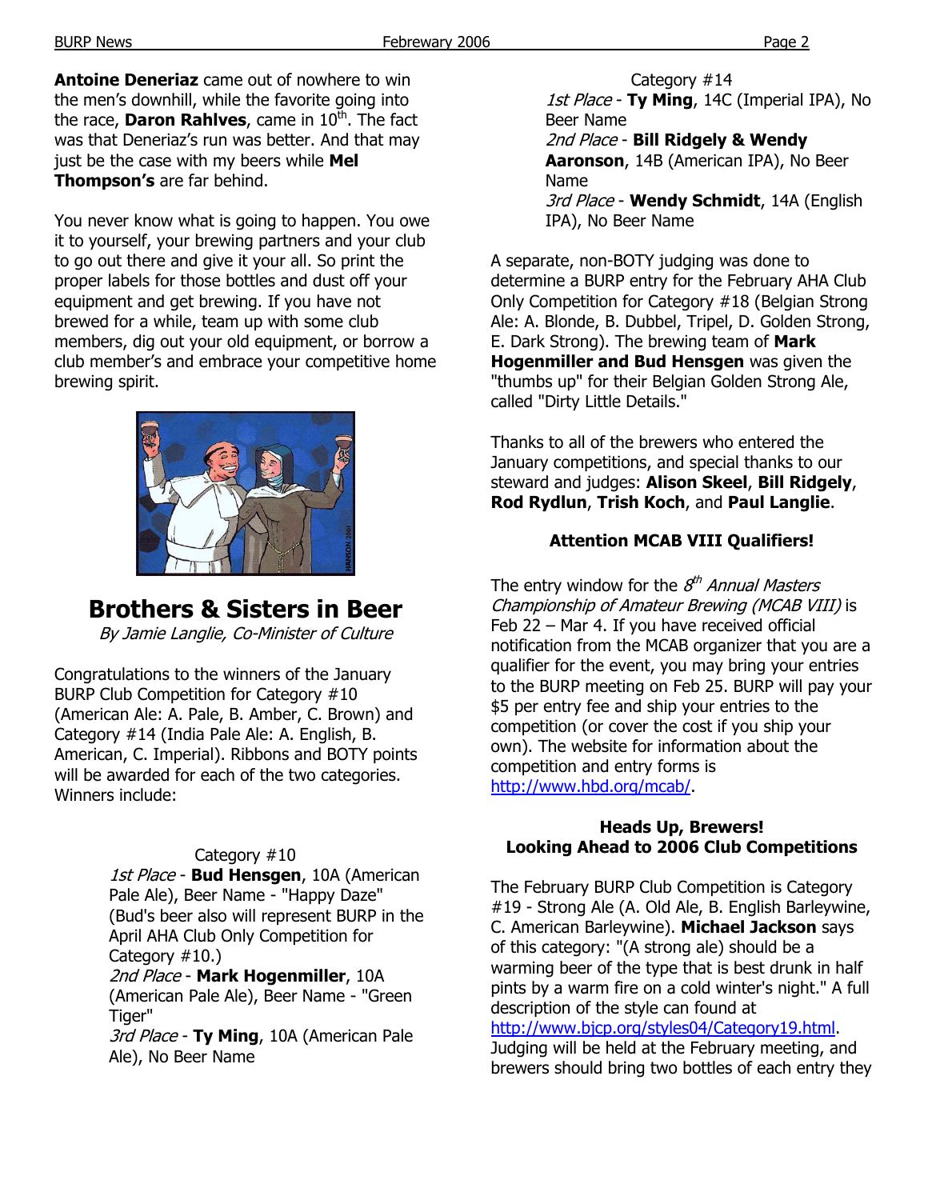**Antoine Deneriaz** came out of nowhere to win the men's downhill, while the favorite going into the race, **Daron Rahlves**, came in 10th. The fact was that Deneriaz's run was better. And that may just be the case with my beers while **Mel Thompson's** are far behind.

You never know what is going to happen. You owe it to yourself, your brewing partners and your club to go out there and give it your all. So print the proper labels for those bottles and dust off your equipment and get brewing. If you have not brewed for a while, team up with some club members, dig out your old equipment, or borrow a club member's and embrace your competitive home brewing spirit.

## Brothers & Sisters in Beer

*By Jamie Langlie, Co-Minister of Culture*

Congratulations to the winners of the January BURP Club Competition for Category #10 (American Ale: A. Pale, B. Amber, C. Brown) and Category #14 (India Pale Ale: A. English, B. American, C. Imperial). Ribbons and BOTY points will be awarded for each of the two categories. Winners include:

Category #10

*1st Place* - **Bud Hensgen**, 10A (American Pale Ale), Beer Name - "Happy Daze" (Bud's beer also will represent BURP in the April AHA Club Only Competition for Category #10.)
*2nd Place* - **Mark Hogenmiller**, 10A (American Pale Ale), Beer Name - "Green Tiger"
*3rd Place* - **Ty Ming**, 10A (American Pale Ale), No Beer Name

Category #14

*1st Place* - **Ty Ming**, 14C (Imperial IPA), No Beer Name
*2nd Place* - **Bill Ridgely & Wendy Aaronson**, 14B (American IPA), No Beer Name
*3rd Place* - **Wendy Schmidt**, 14A (English IPA), No Beer Name

A separate, non-BOTY judging was done to determine a BURP entry for the February AHA Club Only Competition for Category #18 (Belgian Strong Ale: A. Blonde, B. Dubbel, Tripel, D. Golden Strong, E. Dark Strong). The brewing team of **Mark Hogenmiller and Bud Hensgen** was given the "thumbs up" for their Belgian Golden Strong Ale, called "Dirty Little Details."

Thanks to all of the brewers who entered the January competitions, and special thanks to our steward and judges: **Alison Skeel**, **Bill Ridgely**, **Rod Rydlun**, **Trish Koch**, and **Paul Langlie**.

### Attention MCAB VIII Qualifiers!

The entry window for the *8th Annual Masters Championship of Amateur Brewing (MCAB VIII)* is Feb 22 – Mar 4. If you have received official notification from the MCAB organizer that you are a qualifier for the event, you may bring your entries to the BURP meeting on Feb 25. BURP will pay your $5 per entry fee and ship your entries to the competition (or cover the cost if you ship your own). The website for information about the competition and entry forms is http://www.hbd.org/mcab/.

### Heads Up, Brewers!
### Looking Ahead to 2006 Club Competitions

The February BURP Club Competition is Category #19 - Strong Ale (A. Old Ale, B. English Barleywine, C. American Barleywine). **Michael Jackson** says of this category: "(A strong ale) should be a warming beer of the type that is best drunk in half pints by a warm fire on a cold winter's night." A full description of the style can found at http://www.bjcp.org/styles04/Category19.html. Judging will be held at the February meeting, and brewers should bring two bottles of each entry they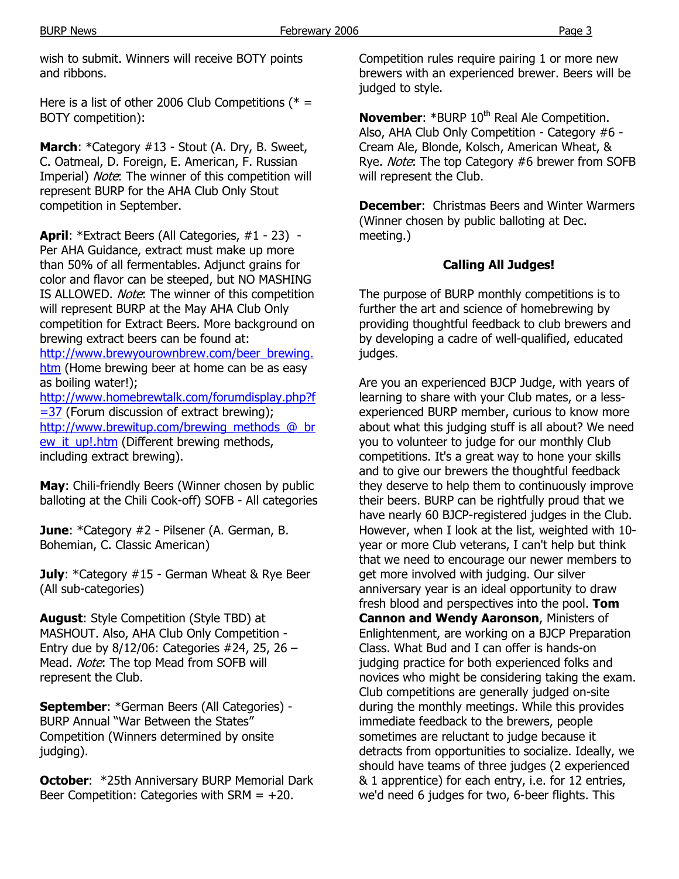wish to submit. Winners will receive BOTY points and ribbons.

Here is a list of other 2006 Club Competitions (* = BOTY competition):

**March**: *Category #13 - Stout (A. Dry, B. Sweet, C. Oatmeal, D. Foreign, E. American, F. Russian Imperial) *Note*: The winner of this competition will represent BURP for the AHA Club Only Stout competition in September.

**April**: *Extract Beers (All Categories, #1 - 23) - Per AHA Guidance, extract must make up more than 50% of all fermentables. Adjunct grains for color and flavor can be steeped, but NO MASHING IS ALLOWED. *Note*: The winner of this competition will represent BURP at the May AHA Club Only competition for Extract Beers. More background on brewing extract beers can be found at: http://www.brewyourownbrew.com/beer_brewing.htm (Home brewing beer at home can be as easy as boiling water!); http://www.homebrewtalk.com/forumdisplay.php?f=37 (Forum discussion of extract brewing); http://www.brewitup.com/brewing_methods_@_brew_it_up!.htm (Different brewing methods, including extract brewing).

**May**: Chili-friendly Beers (Winner chosen by public balloting at the Chili Cook-off) SOFB - All categories

**June**: *Category #2 - Pilsener (A. German, B. Bohemian, C. Classic American)

**July**: *Category #15 - German Wheat & Rye Beer (All sub-categories)

**August**: Style Competition (Style TBD) at MASHOUT. Also, AHA Club Only Competition - Entry due by 8/12/06: Categories #24, 25, 26 – Mead. *Note*: The top Mead from SOFB will represent the Club.

**September**: *German Beers (All Categories) - BURP Annual "War Between the States" Competition (Winners determined by onsite judging).

**October**: *25th Anniversary BURP Memorial Dark Beer Competition: Categories with SRM = +20. Competition rules require pairing 1 or more new brewers with an experienced brewer. Beers will be judged to style.

**November**: *BURP 10th Real Ale Competition. Also, AHA Club Only Competition - Category #6 - Cream Ale, Blonde, Kolsch, American Wheat, & Rye. *Note*: The top Category #6 brewer from SOFB will represent the Club.

**December**: Christmas Beers and Winter Warmers (Winner chosen by public balloting at Dec. meeting.)

### Calling All Judges!

The purpose of BURP monthly competitions is to further the art and science of homebrewing by providing thoughtful feedback to club brewers and by developing a cadre of well-qualified, educated judges.

Are you an experienced BJCP Judge, with years of learning to share with your Club mates, or a less-experienced BURP member, curious to know more about what this judging stuff is all about? We need you to volunteer to judge for our monthly Club competitions. It's a great way to hone your skills and to give our brewers the thoughtful feedback they deserve to help them to continuously improve their beers. BURP can be rightfully proud that we have nearly 60 BJCP-registered judges in the Club. However, when I look at the list, weighted with 10-year or more Club veterans, I can't help but think that we need to encourage our newer members to get more involved with judging. Our silver anniversary year is an ideal opportunity to draw fresh blood and perspectives into the pool. **Tom Cannon and Wendy Aaronson**, Ministers of Enlightenment, are working on a BJCP Preparation Class. What Bud and I can offer is hands-on judging practice for both experienced folks and novices who might be considering taking the exam. Club competitions are generally judged on-site during the monthly meetings. While this provides immediate feedback to the brewers, people sometimes are reluctant to judge because it detracts from opportunities to socialize. Ideally, we should have teams of three judges (2 experienced & 1 apprentice) for each entry, i.e. for 12 entries, we'd need 6 judges for two, 6-beer flights. This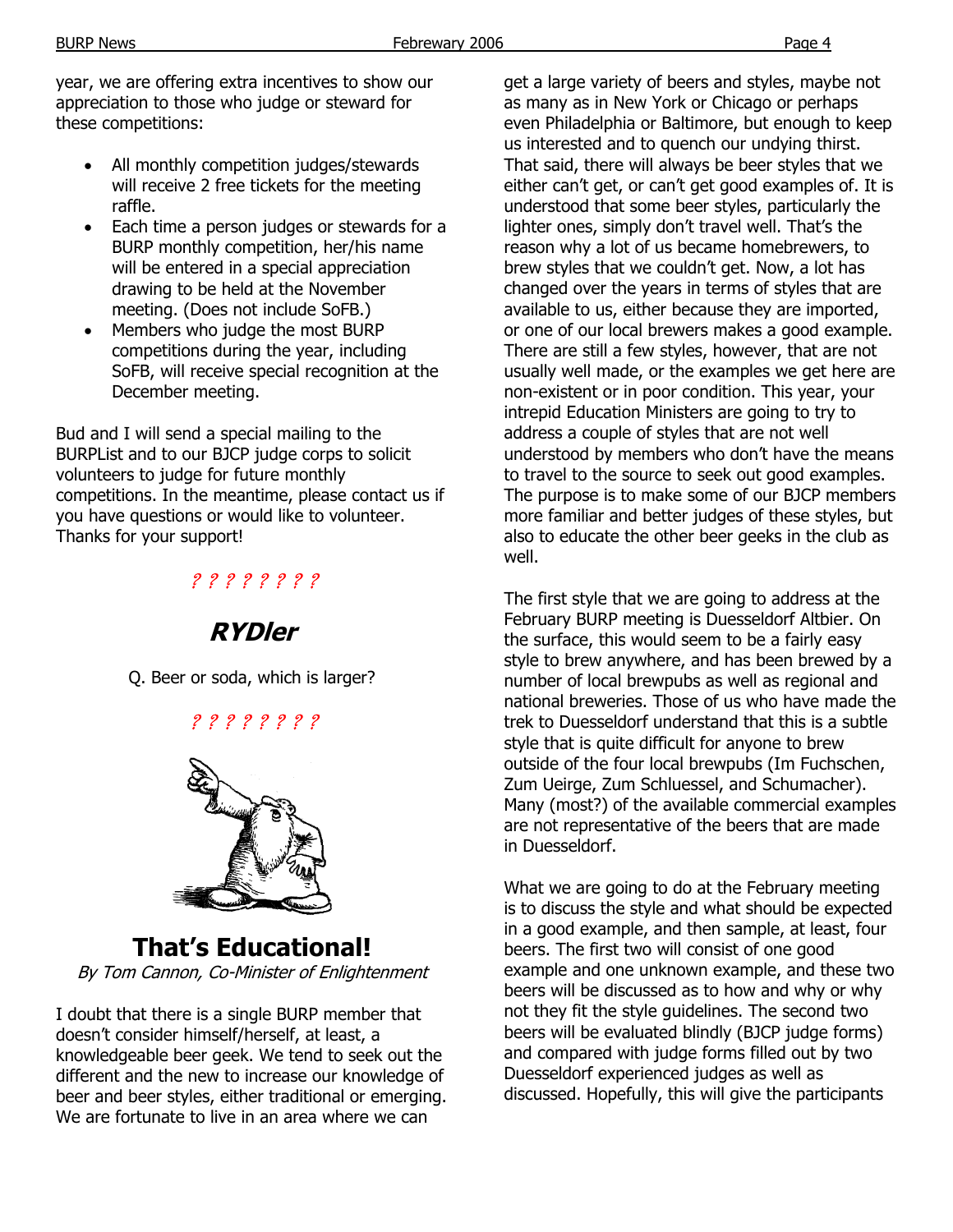year, we are offering extra incentives to show our appreciation to those who judge or steward for these competitions:

- All monthly competition judges/stewards will receive 2 free tickets for the meeting raffle.
- Each time a person judges or stewards for a BURP monthly competition, her/his name will be entered in a special appreciation drawing to be held at the November meeting. (Does not include SoFB.)
- Members who judge the most BURP competitions during the year, including SoFB, will receive special recognition at the December meeting.

Bud and I will send a special mailing to the BURPList and to our BJCP judge corps to solicit volunteers to judge for future monthly competitions. In the meantime, please contact us if you have questions or would like to volunteer. Thanks for your support!

? ? ? ? ? ? ? ?

## RYDler

Q. Beer or soda, which is larger?

? ? ? ? ? ? ? ?

## That's Educational!

*By Tom Cannon, Co-Minister of Enlightenment*

I doubt that there is a single BURP member that doesn't consider himself/herself, at least, a knowledgeable beer geek. We tend to seek out the different and the new to increase our knowledge of beer and beer styles, either traditional or emerging. We are fortunate to live in an area where we can get a large variety of beers and styles, maybe not as many as in New York or Chicago or perhaps even Philadelphia or Baltimore, but enough to keep us interested and to quench our undying thirst. That said, there will always be beer styles that we either can't get, or can't get good examples of. It is understood that some beer styles, particularly the lighter ones, simply don't travel well. That's the reason why a lot of us became homebrewers, to brew styles that we couldn't get. Now, a lot has changed over the years in terms of styles that are available to us, either because they are imported, or one of our local brewers makes a good example. There are still a few styles, however, that are not usually well made, or the examples we get here are non-existent or in poor condition. This year, your intrepid Education Ministers are going to try to address a couple of styles that are not well understood by members who don't have the means to travel to the source to seek out good examples. The purpose is to make some of our BJCP members more familiar and better judges of these styles, but also to educate the other beer geeks in the club as well.

The first style that we are going to address at the February BURP meeting is Duesseldorf Altbier. On the surface, this would seem to be a fairly easy style to brew anywhere, and has been brewed by a number of local brewpubs as well as regional and national breweries. Those of us who have made the trek to Duesseldorf understand that this is a subtle style that is quite difficult for anyone to brew outside of the four local brewpubs (Im Fuchschen, Zum Ueirge, Zum Schluessel, and Schumacher). Many (most?) of the available commercial examples are not representative of the beers that are made in Duesseldorf.

What we are going to do at the February meeting is to discuss the style and what should be expected in a good example, and then sample, at least, four beers. The first two will consist of one good example and one unknown example, and these two beers will be discussed as to how and why or why not they fit the style guidelines. The second two beers will be evaluated blindly (BJCP judge forms) and compared with judge forms filled out by two Duesseldorf experienced judges as well as discussed. Hopefully, this will give the participants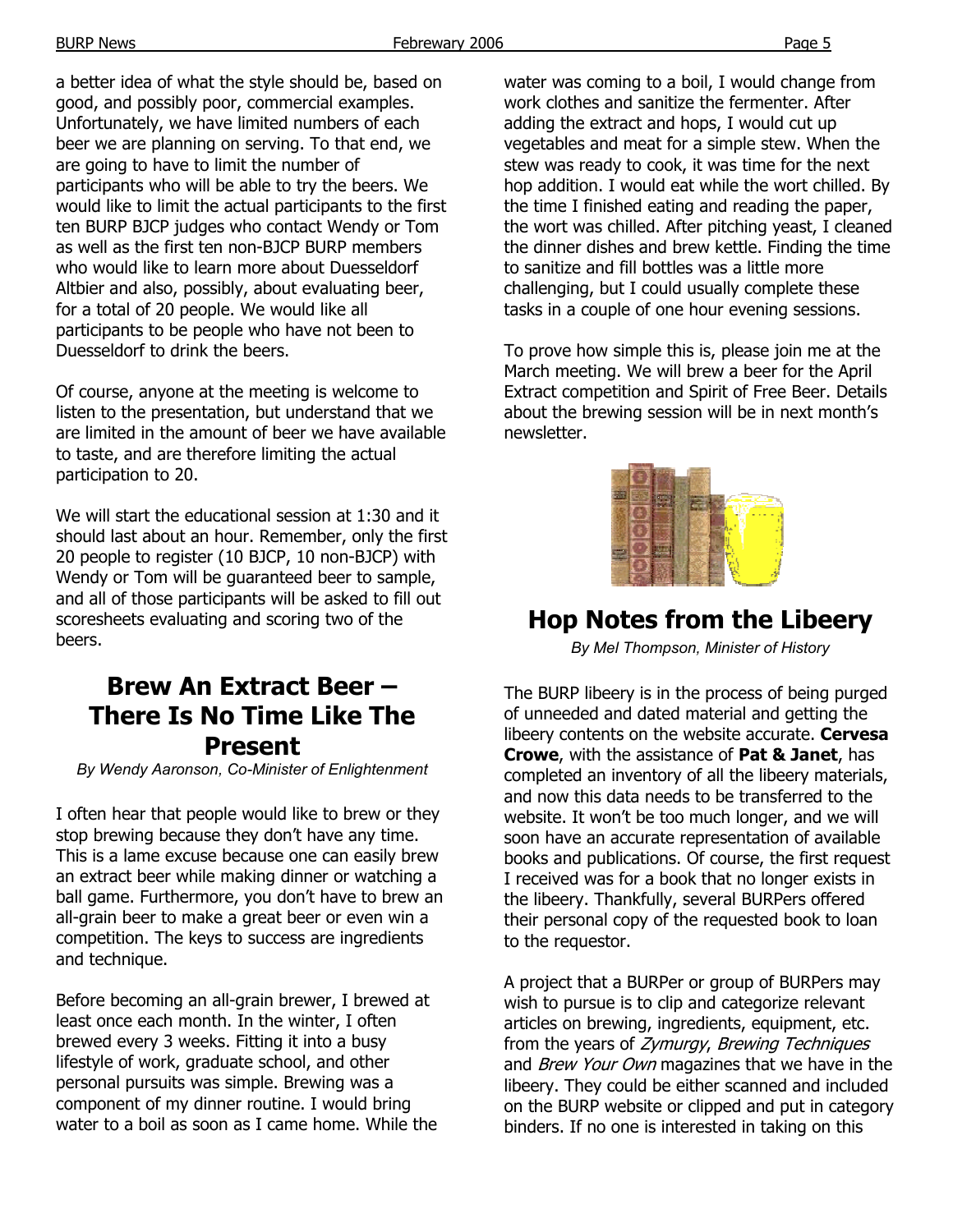a better idea of what the style should be, based on good, and possibly poor, commercial examples. Unfortunately, we have limited numbers of each beer we are planning on serving. To that end, we are going to have to limit the number of participants who will be able to try the beers. We would like to limit the actual participants to the first ten BURP BJCP judges who contact Wendy or Tom as well as the first ten non-BJCP BURP members who would like to learn more about Duesseldorf Altbier and also, possibly, about evaluating beer, for a total of 20 people. We would like all participants to be people who have not been to Duesseldorf to drink the beers.

Of course, anyone at the meeting is welcome to listen to the presentation, but understand that we are limited in the amount of beer we have available to taste, and are therefore limiting the actual participation to 20.

We will start the educational session at 1:30 and it should last about an hour. Remember, only the first 20 people to register (10 BJCP, 10 non-BJCP) with Wendy or Tom will be guaranteed beer to sample, and all of those participants will be asked to fill out scoresheets evaluating and scoring two of the beers.

## Brew An Extract Beer – There Is No Time Like The Present

*By Wendy Aaronson, Co-Minister of Enlightenment*

I often hear that people would like to brew or they stop brewing because they don't have any time. This is a lame excuse because one can easily brew an extract beer while making dinner or watching a ball game. Furthermore, you don't have to brew an all-grain beer to make a great beer or even win a competition. The keys to success are ingredients and technique.

Before becoming an all-grain brewer, I brewed at least once each month. In the winter, I often brewed every 3 weeks. Fitting it into a busy lifestyle of work, graduate school, and other personal pursuits was simple. Brewing was a component of my dinner routine. I would bring water to a boil as soon as I came home. While the water was coming to a boil, I would change from work clothes and sanitize the fermenter. After adding the extract and hops, I would cut up vegetables and meat for a simple stew. When the stew was ready to cook, it was time for the next hop addition. I would eat while the wort chilled. By the time I finished eating and reading the paper, the wort was chilled. After pitching yeast, I cleaned the dinner dishes and brew kettle. Finding the time to sanitize and fill bottles was a little more challenging, but I could usually complete these tasks in a couple of one hour evening sessions.

To prove how simple this is, please join me at the March meeting. We will brew a beer for the April Extract competition and Spirit of Free Beer. Details about the brewing session will be in next month's newsletter.

## Hop Notes from the Libeery

*By Mel Thompson, Minister of History*

The BURP libeery is in the process of being purged of unneeded and dated material and getting the libeery contents on the website accurate. **Cervesa Crowe**, with the assistance of **Pat & Janet**, has completed an inventory of all the libeery materials, and now this data needs to be transferred to the website. It won't be too much longer, and we will soon have an accurate representation of available books and publications. Of course, the first request I received was for a book that no longer exists in the libeery. Thankfully, several BURPers offered their personal copy of the requested book to loan to the requestor.

A project that a BURPer or group of BURPers may wish to pursue is to clip and categorize relevant articles on brewing, ingredients, equipment, etc. from the years of *Zymurgy*, *Brewing Techniques* and *Brew Your Own* magazines that we have in the libeery. They could be either scanned and included on the BURP website or clipped and put in category binders. If no one is interested in taking on this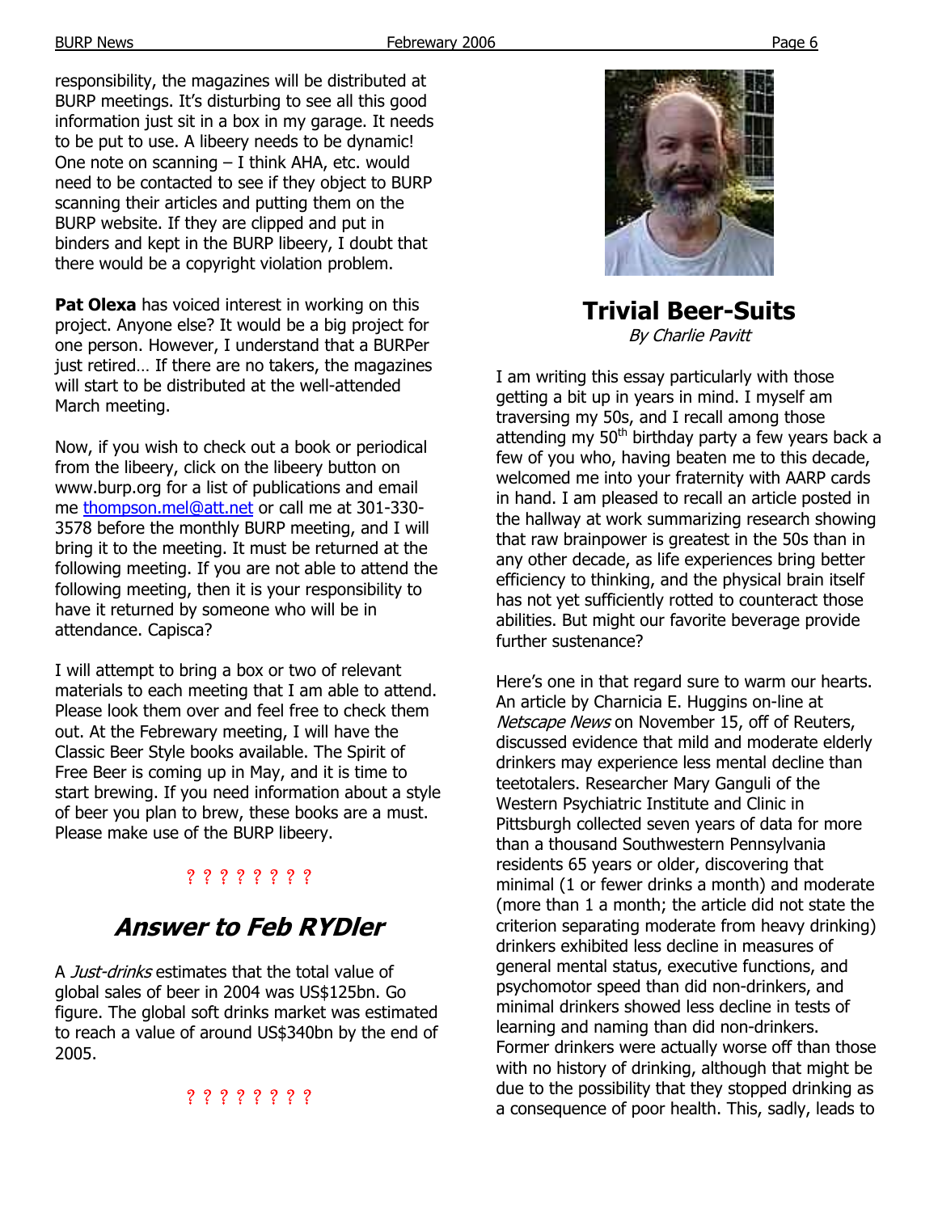responsibility, the magazines will be distributed at BURP meetings. It's disturbing to see all this good information just sit in a box in my garage. It needs to be put to use. A libeery needs to be dynamic! One note on scanning – I think AHA, etc. would need to be contacted to see if they object to BURP scanning their articles and putting them on the BURP website. If they are clipped and put in binders and kept in the BURP libeery, I doubt that there would be a copyright violation problem.

**Pat Olexa** has voiced interest in working on this project. Anyone else? It would be a big project for one person. However, I understand that a BURPer just retired… If there are no takers, the magazines will start to be distributed at the well-attended March meeting.

Now, if you wish to check out a book or periodical from the libeery, click on the libeery button on www.burp.org for a list of publications and email me thompson.mel@att.net or call me at 301-330-3578 before the monthly BURP meeting, and I will bring it to the meeting. It must be returned at the following meeting. If you are not able to attend the following meeting, then it is your responsibility to have it returned by someone who will be in attendance. Capisca?

I will attempt to bring a box or two of relevant materials to each meeting that I am able to attend. Please look them over and feel free to check them out. At the Febrewary meeting, I will have the Classic Beer Style books available. The Spirit of Free Beer is coming up in May, and it is time to start brewing. If you need information about a style of beer you plan to brew, these books are a must. Please make use of the BURP libeery.

? ? ? ? ? ? ? ?

## *Answer to Feb RYDler*

A *Just-drinks* estimates that the total value of global sales of beer in 2004 was US$125bn. Go figure. The global soft drinks market was estimated to reach a value of around US$340bn by the end of 2005.

? ? ? ? ? ? ? ?

## Trivial Beer-Suits

*By Charlie Pavitt*

I am writing this essay particularly with those getting a bit up in years in mind. I myself am traversing my 50s, and I recall among those attending my 50th birthday party a few years back a few of you who, having beaten me to this decade, welcomed me into your fraternity with AARP cards in hand. I am pleased to recall an article posted in the hallway at work summarizing research showing that raw brainpower is greatest in the 50s than in any other decade, as life experiences bring better efficiency to thinking, and the physical brain itself has not yet sufficiently rotted to counteract those abilities. But might our favorite beverage provide further sustenance?

Here's one in that regard sure to warm our hearts. An article by Charnicia E. Huggins on-line at *Netscape News* on November 15, off of Reuters, discussed evidence that mild and moderate elderly drinkers may experience less mental decline than teetotalers. Researcher Mary Ganguli of the Western Psychiatric Institute and Clinic in Pittsburgh collected seven years of data for more than a thousand Southwestern Pennsylvania residents 65 years or older, discovering that minimal (1 or fewer drinks a month) and moderate (more than 1 a month; the article did not state the criterion separating moderate from heavy drinking) drinkers exhibited less decline in measures of general mental status, executive functions, and psychomotor speed than did non-drinkers, and minimal drinkers showed less decline in tests of learning and naming than did non-drinkers. Former drinkers were actually worse off than those with no history of drinking, although that might be due to the possibility that they stopped drinking as a consequence of poor health. This, sadly, leads to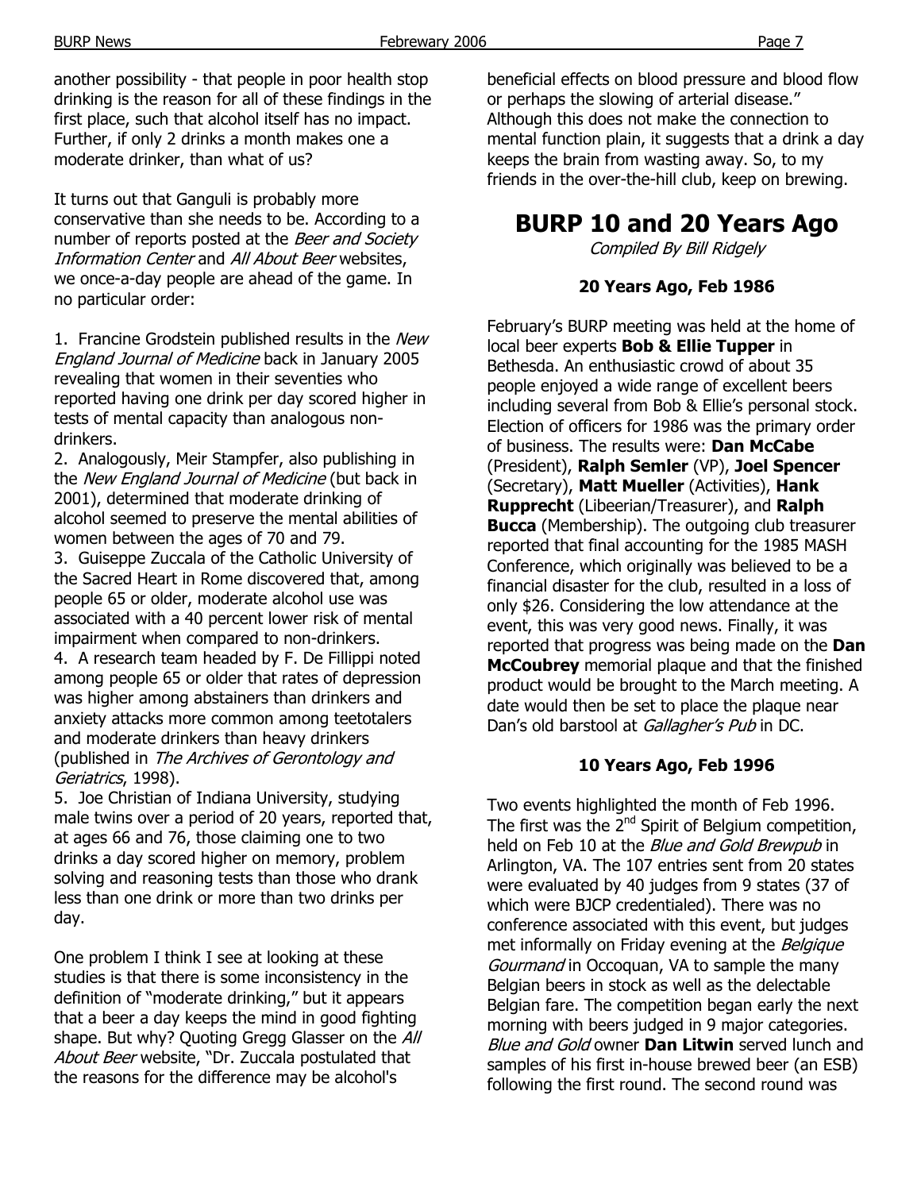another possibility - that people in poor health stop drinking is the reason for all of these findings in the first place, such that alcohol itself has no impact. Further, if only 2 drinks a month makes one a moderate drinker, than what of us?

It turns out that Ganguli is probably more conservative than she needs to be. According to a number of reports posted at the *Beer and Society Information Center* and *All About Beer* websites, we once-a-day people are ahead of the game. In no particular order:

1. Francine Grodstein published results in the *New England Journal of Medicine* back in January 2005 revealing that women in their seventies who reported having one drink per day scored higher in tests of mental capacity than analogous non-drinkers.
2. Analogously, Meir Stampfer, also publishing in the *New England Journal of Medicine* (but back in 2001), determined that moderate drinking of alcohol seemed to preserve the mental abilities of women between the ages of 70 and 79.
3. Guiseppe Zuccala of the Catholic University of the Sacred Heart in Rome discovered that, among people 65 or older, moderate alcohol use was associated with a 40 percent lower risk of mental impairment when compared to non-drinkers.
4. A research team headed by F. De Fillippi noted among people 65 or older that rates of depression was higher among abstainers than drinkers and anxiety attacks more common among teetotalers and moderate drinkers than heavy drinkers (published in *The Archives of Gerontology and Geriatrics*, 1998).
5. Joe Christian of Indiana University, studying male twins over a period of 20 years, reported that, at ages 66 and 76, those claiming one to two drinks a day scored higher on memory, problem solving and reasoning tests than those who drank less than one drink or more than two drinks per day.

One problem I think I see at looking at these studies is that there is some inconsistency in the definition of "moderate drinking," but it appears that a beer a day keeps the mind in good fighting shape. But why? Quoting Gregg Glasser on the *All About Beer* website, "Dr. Zuccala postulated that the reasons for the difference may be alcohol's beneficial effects on blood pressure and blood flow or perhaps the slowing of arterial disease." Although this does not make the connection to mental function plain, it suggests that a drink a day keeps the brain from wasting away. So, to my friends in the over-the-hill club, keep on brewing.

# BURP 10 and 20 Years Ago

*Compiled By Bill Ridgely*

### 20 Years Ago, Feb 1986

February's BURP meeting was held at the home of local beer experts **Bob & Ellie Tupper** in Bethesda. An enthusiastic crowd of about 35 people enjoyed a wide range of excellent beers including several from Bob & Ellie's personal stock. Election of officers for 1986 was the primary order of business. The results were: **Dan McCabe** (President), **Ralph Semler** (VP), **Joel Spencer** (Secretary), **Matt Mueller** (Activities), **Hank Rupprecht** (Libeerian/Treasurer), and **Ralph Bucca** (Membership). The outgoing club treasurer reported that final accounting for the 1985 MASH Conference, which originally was believed to be a financial disaster for the club, resulted in a loss of only $26. Considering the low attendance at the event, this was very good news. Finally, it was reported that progress was being made on the **Dan McCoubrey** memorial plaque and that the finished product would be brought to the March meeting. A date would then be set to place the plaque near Dan's old barstool at *Gallagher's Pub* in DC.

### 10 Years Ago, Feb 1996

Two events highlighted the month of Feb 1996. The first was the 2nd Spirit of Belgium competition, held on Feb 10 at the *Blue and Gold Brewpub* in Arlington, VA. The 107 entries sent from 20 states were evaluated by 40 judges from 9 states (37 of which were BJCP credentialed). There was no conference associated with this event, but judges met informally on Friday evening at the *Belgique Gourmand* in Occoquan, VA to sample the many Belgian beers in stock as well as the delectable Belgian fare. The competition began early the next morning with beers judged in 9 major categories. *Blue and Gold* owner **Dan Litwin** served lunch and samples of his first in-house brewed beer (an ESB) following the first round. The second round was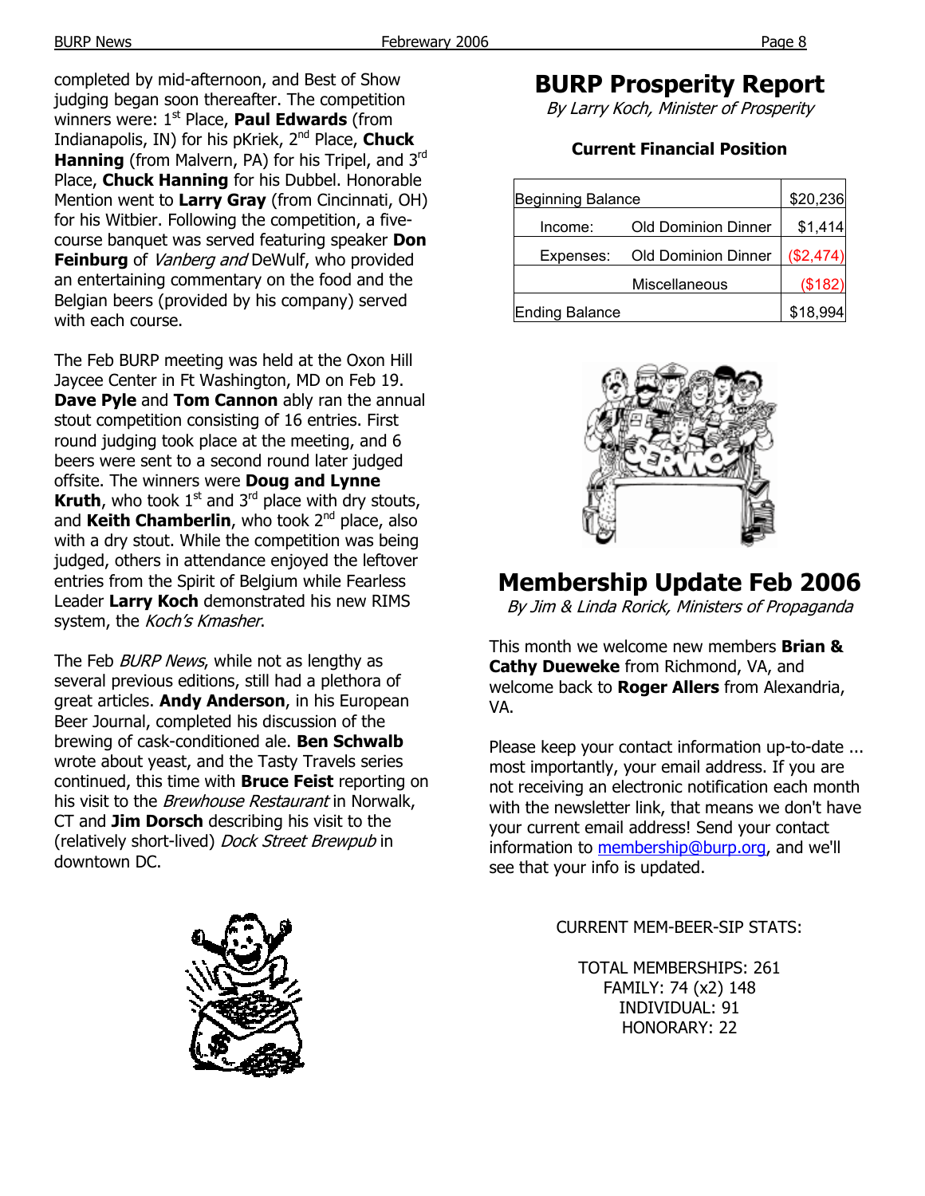completed by mid-afternoon, and Best of Show judging began soon thereafter. The competition winners were: 1st Place, **Paul Edwards** (from Indianapolis, IN) for his pKriek, 2nd Place, **Chuck Hanning** (from Malvern, PA) for his Tripel, and 3rd Place, **Chuck Hanning** for his Dubbel. Honorable Mention went to **Larry Gray** (from Cincinnati, OH) for his Witbier. Following the competition, a five-course banquet was served featuring speaker **Don Feinburg** of *Vanberg and* DeWulf, who provided an entertaining commentary on the food and the Belgian beers (provided by his company) served with each course.

The Feb BURP meeting was held at the Oxon Hill Jaycee Center in Ft Washington, MD on Feb 19. **Dave Pyle** and **Tom Cannon** ably ran the annual stout competition consisting of 16 entries. First round judging took place at the meeting, and 6 beers were sent to a second round later judged offsite. The winners were **Doug and Lynne Kruth**, who took 1st and 3rd place with dry stouts, and **Keith Chamberlin**, who took 2nd place, also with a dry stout. While the competition was being judged, others in attendance enjoyed the leftover entries from the Spirit of Belgium while Fearless Leader **Larry Koch** demonstrated his new RIMS system, the *Koch's Kmasher*.

The Feb *BURP News*, while not as lengthy as several previous editions, still had a plethora of great articles. **Andy Anderson**, in his European Beer Journal, completed his discussion of the brewing of cask-conditioned ale. **Ben Schwalb** wrote about yeast, and the Tasty Travels series continued, this time with **Bruce Feist** reporting on his visit to the *Brewhouse Restaurant* in Norwalk, CT and **Jim Dorsch** describing his visit to the (relatively short-lived) *Dock Street Brewpub* in downtown DC.

# BURP Prosperity Report

*By Larry Koch, Minister of Prosperity*

### Current Financial Position

| Beginning Balance | | $20,236 |
|---|---|---|
| Income: | Old Dominion Dinner | $1,414 |
| Expenses: | Old Dominion Dinner | ($2,474) |
| | Miscellaneous | ($182) |
| Ending Balance | | $18,994 |

# Membership Update Feb 2006

*By Jim & Linda Rorick, Ministers of Propaganda*

This month we welcome new members **Brian & Cathy Dueweke** from Richmond, VA, and welcome back to **Roger Allers** from Alexandria, VA.

Please keep your contact information up-to-date ... most importantly, your email address. If you are not receiving an electronic notification each month with the newsletter link, that means we don't have your current email address! Send your contact information to membership@burp.org, and we'll see that your info is updated.

CURRENT MEM-BEER-SIP STATS:

TOTAL MEMBERSHIPS: 261
FAMILY: 74 (x2) 148
INDIVIDUAL: 91
HONORARY: 22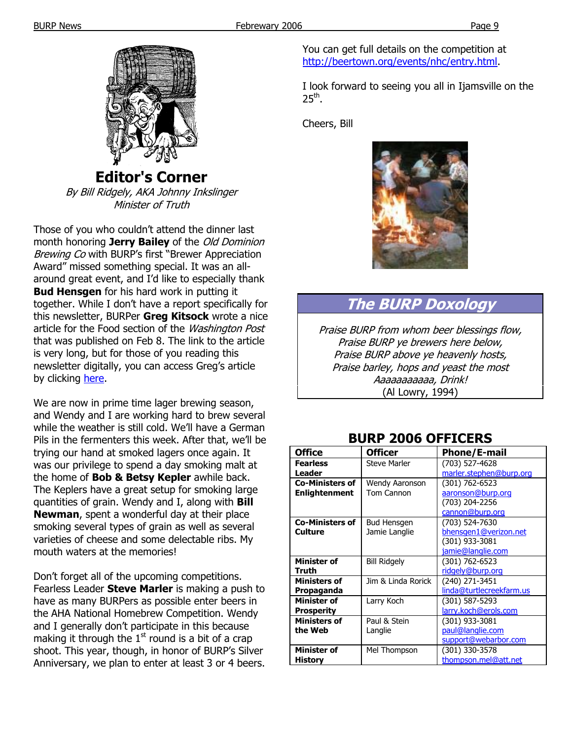# Editor's Corner

*By Bill Ridgely, AKA Johnny Inkslinger*
*Minister of Truth*

Those of you who couldn't attend the dinner last month honoring **Jerry Bailey** of the *Old Dominion Brewing Co* with BURP's first "Brewer Appreciation Award" missed something special. It was an all-around great event, and I'd like to especially thank **Bud Hensgen** for his hard work in putting it together. While I don't have a report specifically for this newsletter, BURPer **Greg Kitsock** wrote a nice article for the Food section of the *Washington Post* that was published on Feb 8. The link to the article is very long, but for those of you reading this newsletter digitally, you can access Greg's article by clicking here.

We are now in prime time lager brewing season, and Wendy and I are working hard to brew several while the weather is still cold. We'll have a German Pils in the fermenters this week. After that, we'll be trying our hand at smoked lagers once again. It was our privilege to spend a day smoking malt at the home of **Bob & Betsy Kepler** awhile back. The Keplers have a great setup for smoking large quantities of grain. Wendy and I, along with **Bill Newman**, spent a wonderful day at their place smoking several types of grain as well as several varieties of cheese and some delectable ribs. My mouth waters at the memories!

Don't forget all of the upcoming competitions. Fearless Leader **Steve Marler** is making a push to have as many BURPers as possible enter beers in the AHA National Homebrew Competition. Wendy and I generally don't participate in this because making it through the 1st round is a bit of a crap shoot. This year, though, in honor of BURP's Silver Anniversary, we plan to enter at least 3 or 4 beers. You can get full details on the competition at http://beertown.org/events/nhc/entry.html.

I look forward to seeing you all in Ijamsville on the 25th.

Cheers, Bill

## The BURP Doxology

*Praise BURP from whom beer blessings flow,*
*Praise BURP ye brewers here below,*
*Praise BURP above ye heavenly hosts,*
*Praise barley, hops and yeast the most*
*Aaaaaaaaaaa, Drink!*
(Al Lowry, 1994)

## BURP 2006 OFFICERS

| Office | Officer | Phone/E-mail |
|---|---|---|
| **Fearless Leader** | Steve Marler | (703) 527-4628<br>marler.stephen@burp.org |
| **Co-Ministers of Enlightenment** | Wendy Aaronson<br>Tom Cannon | (301) 762-6523<br>aaronson@burp.org<br>(703) 204-2256<br>cannon@burp.org |
| **Co-Ministers of Culture** | Bud Hensgen<br>Jamie Langlie | (703) 524-7630<br>bhensgen1@verizon.net<br>(301) 933-3081<br>jamie@langlie.com |
| **Minister of Truth** | Bill Ridgely | (301) 762-6523<br>ridgely@burp.org |
| **Ministers of Propaganda** | Jim & Linda Rorick | (240) 271-3451<br>linda@turtlecreekfarm.us |
| **Minister of Prosperity** | Larry Koch | (301) 587-5293<br>larry.koch@erols.com |
| **Ministers of the Web** | Paul & Stein Langlie | (301) 933-3081<br>paul@langlie.com<br>support@webarbor.com |
| **Minister of History** | Mel Thompson | (301) 330-3578<br>thompson.mel@att.net |